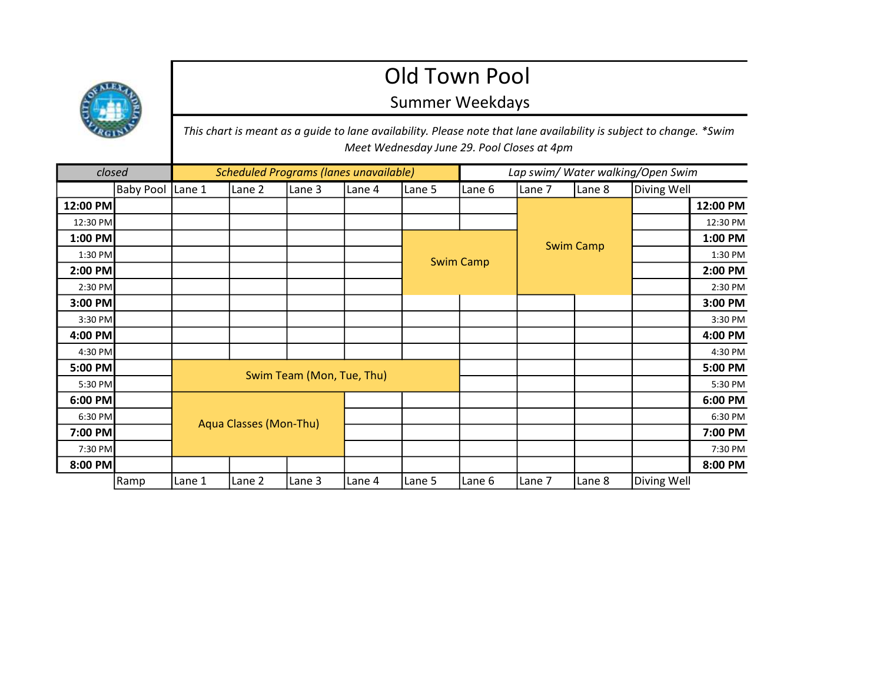# Old Town Pool

## Summer Weekdays

*This chart is meant as a guide to lane availability. Please note that lane availability is subject to change. \*Swim Meet Wednesday June 29. Pool Closes at 4pm*

*closed* | *Scheduled Programs (lanes unavailable)* | *Lap swim/ Water walking/Open Swim*

| | Baby Pool | Lane 1 | Lane 2 | Lane 3 | Lane 4 | Lane 5 | Lane 6 | Lane 7 | Lane 8 | Diving Well | |
|---|---|---|---|---|---|---|---|---|---|---|---|
| **12:00 PM** | | | | | | | | Swim Camp | Swim Camp | | **12:00 PM** |
| 12:30 PM | | | | | | | | Swim Camp | Swim Camp | | 12:30 PM |
| **1:00 PM** | | | | | | Swim Camp | Swim Camp | Swim Camp | Swim Camp | | **1:00 PM** |
| 1:30 PM | | | | | | Swim Camp | Swim Camp | Swim Camp | Swim Camp | | 1:30 PM |
| **2:00 PM** | | | | | | Swim Camp | Swim Camp | Swim Camp | Swim Camp | | **2:00 PM** |
| 2:30 PM | | | | | | Swim Camp | Swim Camp | Swim Camp | Swim Camp | | 2:30 PM |
| **3:00 PM** | | | | | | | | | | | **3:00 PM** |
| 3:30 PM | | | | | | | | | | | 3:30 PM |
| **4:00 PM** | | | | | | | | | | | **4:00 PM** |
| 4:30 PM | | | | | | | | | | | 4:30 PM |
| **5:00 PM** | | Swim Team (Mon, Tue, Thu) | Swim Team (Mon, Tue, Thu) | Swim Team (Mon, Tue, Thu) | Swim Team (Mon, Tue, Thu) | Swim Team (Mon, Tue, Thu) | | | | | **5:00 PM** |
| 5:30 PM | | Swim Team (Mon, Tue, Thu) | Swim Team (Mon, Tue, Thu) | Swim Team (Mon, Tue, Thu) | Swim Team (Mon, Tue, Thu) | Swim Team (Mon, Tue, Thu) | | | | | 5:30 PM |
| **6:00 PM** | | Aqua Classes (Mon-Thu) | Aqua Classes (Mon-Thu) | Aqua Classes (Mon-Thu) | | | | | | | **6:00 PM** |
| 6:30 PM | | Aqua Classes (Mon-Thu) | Aqua Classes (Mon-Thu) | Aqua Classes (Mon-Thu) | | | | | | | 6:30 PM |
| **7:00 PM** | | Aqua Classes (Mon-Thu) | Aqua Classes (Mon-Thu) | Aqua Classes (Mon-Thu) | | | | | | | **7:00 PM** |
| 7:30 PM | | Aqua Classes (Mon-Thu) | Aqua Classes (Mon-Thu) | Aqua Classes (Mon-Thu) | | | | | | | 7:30 PM |
| **8:00 PM** | | | | | | | | | | | **8:00 PM** |
| | Ramp | Lane 1 | Lane 2 | Lane 3 | Lane 4 | Lane 5 | Lane 6 | Lane 7 | Lane 8 | Diving Well | |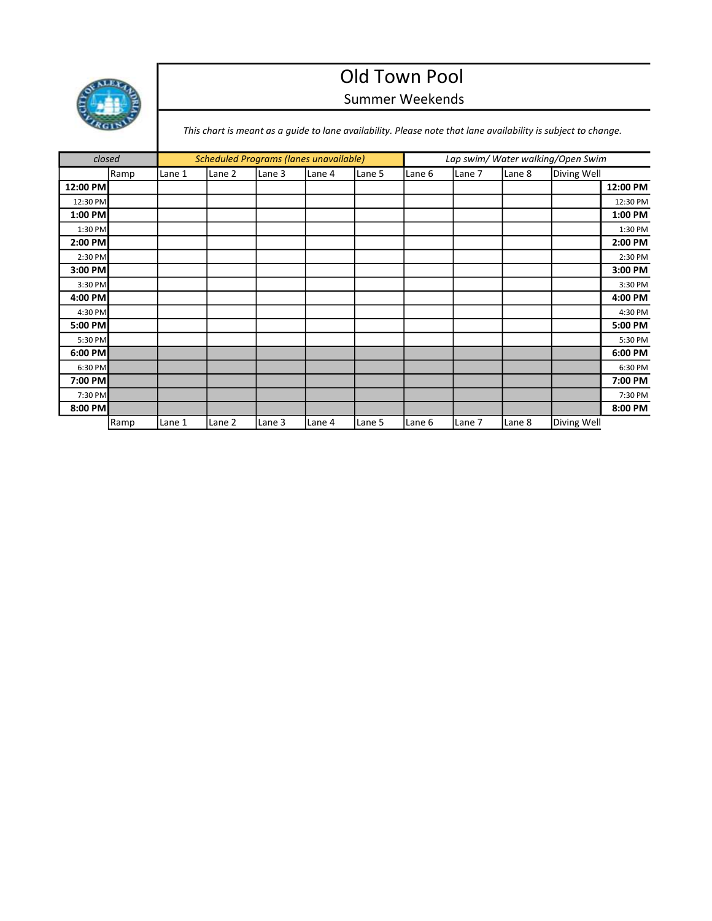# Old Town Pool

## Summer Weekends

*This chart is meant as a guide to lane availability. Please note that lane availability is subject to change.*

| *closed* | | *Scheduled Programs (lanes unavailable)* | | | | | *Lap swim/ Water walking/Open Swim* | | | | |
|---|---|---|---|---|---|---|---|---|---|---|---|
| | Ramp | Lane 1 | Lane 2 | Lane 3 | Lane 4 | Lane 5 | Lane 6 | Lane 7 | Lane 8 | Diving Well | |
| **12:00 PM** | | | | | | | | | | | **12:00 PM** |
| 12:30 PM | | | | | | | | | | | 12:30 PM |
| **1:00 PM** | | | | | | | | | | | **1:00 PM** |
| 1:30 PM | | | | | | | | | | | 1:30 PM |
| **2:00 PM** | | | | | | | | | | | **2:00 PM** |
| 2:30 PM | | | | | | | | | | | 2:30 PM |
| **3:00 PM** | | | | | | | | | | | **3:00 PM** |
| 3:30 PM | | | | | | | | | | | 3:30 PM |
| **4:00 PM** | | | | | | | | | | | **4:00 PM** |
| 4:30 PM | | | | | | | | | | | 4:30 PM |
| **5:00 PM** | | | | | | | | | | | **5:00 PM** |
| 5:30 PM | | | | | | | | | | | 5:30 PM |
| **6:00 PM** | | | | | | | | | | | **6:00 PM** |
| 6:30 PM | | | | | | | | | | | 6:30 PM |
| **7:00 PM** | | | | | | | | | | | **7:00 PM** |
| 7:30 PM | | | | | | | | | | | 7:30 PM |
| **8:00 PM** | | | | | | | | | | | **8:00 PM** |
| | Ramp | Lane 1 | Lane 2 | Lane 3 | Lane 4 | Lane 5 | Lane 6 | Lane 7 | Lane 8 | Diving Well | |